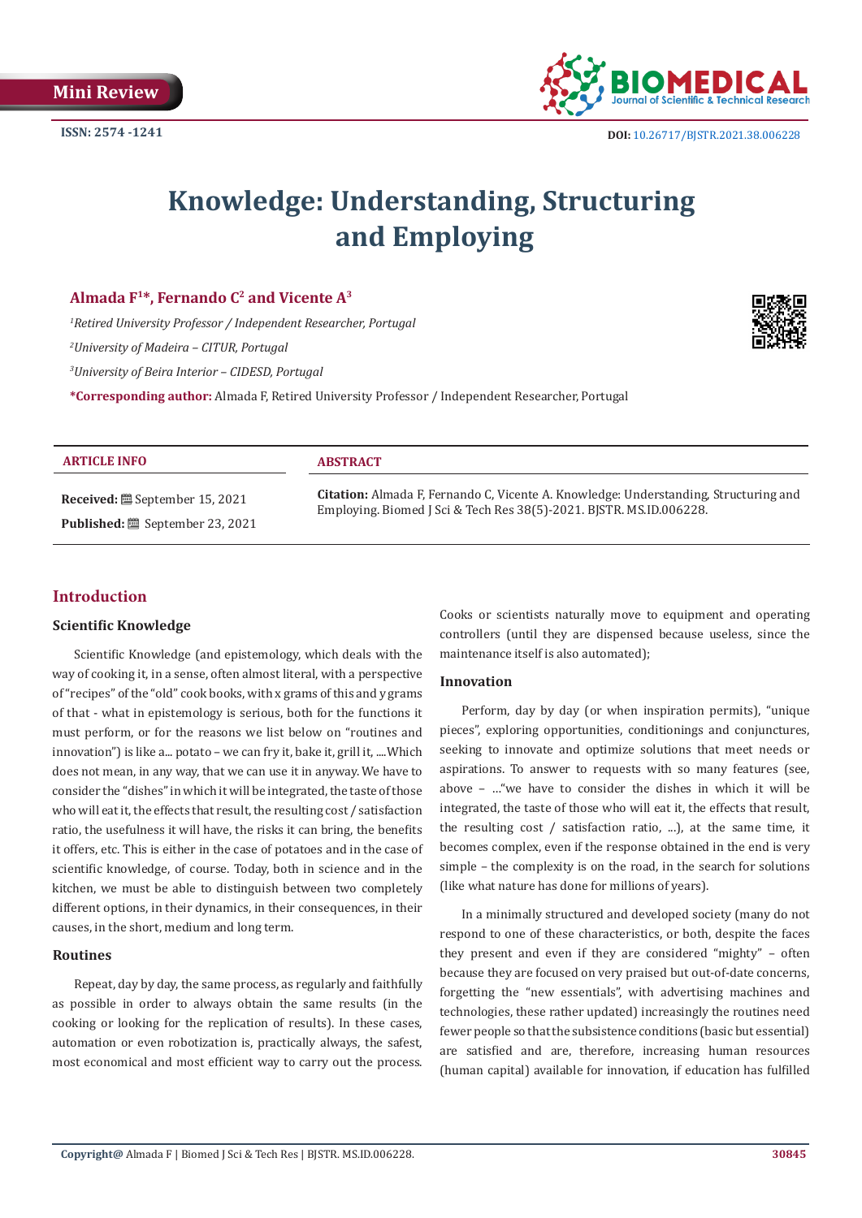Mini Review

ISSN: 2574 -1241

DOI: 10.26717/BJSTR.2021.38.006228

# Knowledge: Understanding, Structuring and Employing

**Almada F[1]*, Fernando C[2] and Vicente A[3]**

[1]*Retired University Professor / Independent Researcher, Portugal*

[2]*University of Madeira – CITUR, Portugal*

[3]*University of Beira Interior – CIDESD, Portugal*

***Corresponding author:** Almada F, Retired University Professor / Independent Researcher, Portugal

**ARTICLE INFO**

**Received:** September 15, 2021

**Published:** September 23, 2021

**ABSTRACT**

**Citation:** Almada F, Fernando C, Vicente A. Knowledge: Understanding, Structuring and Employing. Biomed J Sci & Tech Res 38(5)-2021. BJSTR. MS.ID.006228.

## Introduction

### Scientific Knowledge

Scientific Knowledge (and epistemology, which deals with the way of cooking it, in a sense, often almost literal, with a perspective of "recipes" of the "old" cook books, with x grams of this and y grams of that - what in epistemology is serious, both for the functions it must perform, or for the reasons we list below on "routines and innovation") is like a... potato – we can fry it, bake it, grill it, ....Which does not mean, in any way, that we can use it in anyway. We have to consider the "dishes" in which it will be integrated, the taste of those who will eat it, the effects that result, the resulting cost / satisfaction ratio, the usefulness it will have, the risks it can bring, the benefits it offers, etc. This is either in the case of potatoes and in the case of scientific knowledge, of course. Today, both in science and in the kitchen, we must be able to distinguish between two completely different options, in their dynamics, in their consequences, in their causes, in the short, medium and long term.

### Routines

Repeat, day by day, the same process, as regularly and faithfully as possible in order to always obtain the same results (in the cooking or looking for the replication of results). In these cases, automation or even robotization is, practically always, the safest, most economical and most efficient way to carry out the process. Cooks or scientists naturally move to equipment and operating controllers (until they are dispensed because useless, since the maintenance itself is also automated);

### Innovation

Perform, day by day (or when inspiration permits), "unique pieces", exploring opportunities, conditionings and conjunctures, seeking to innovate and optimize solutions that meet needs or aspirations. To answer to requests with so many features (see, above – ..."we have to consider the dishes in which it will be integrated, the taste of those who will eat it, the effects that result, the resulting cost / satisfaction ratio, ...), at the same time, it becomes complex, even if the response obtained in the end is very simple – the complexity is on the road, in the search for solutions (like what nature has done for millions of years).

In a minimally structured and developed society (many do not respond to one of these characteristics, or both, despite the faces they present and even if they are considered "mighty" – often because they are focused on very praised but out-of-date concerns, forgetting the "new essentials", with advertising machines and technologies, these rather updated) increasingly the routines need fewer people so that the subsistence conditions (basic but essential) are satisfied and are, therefore, increasing human resources (human capital) available for innovation, if education has fulfilled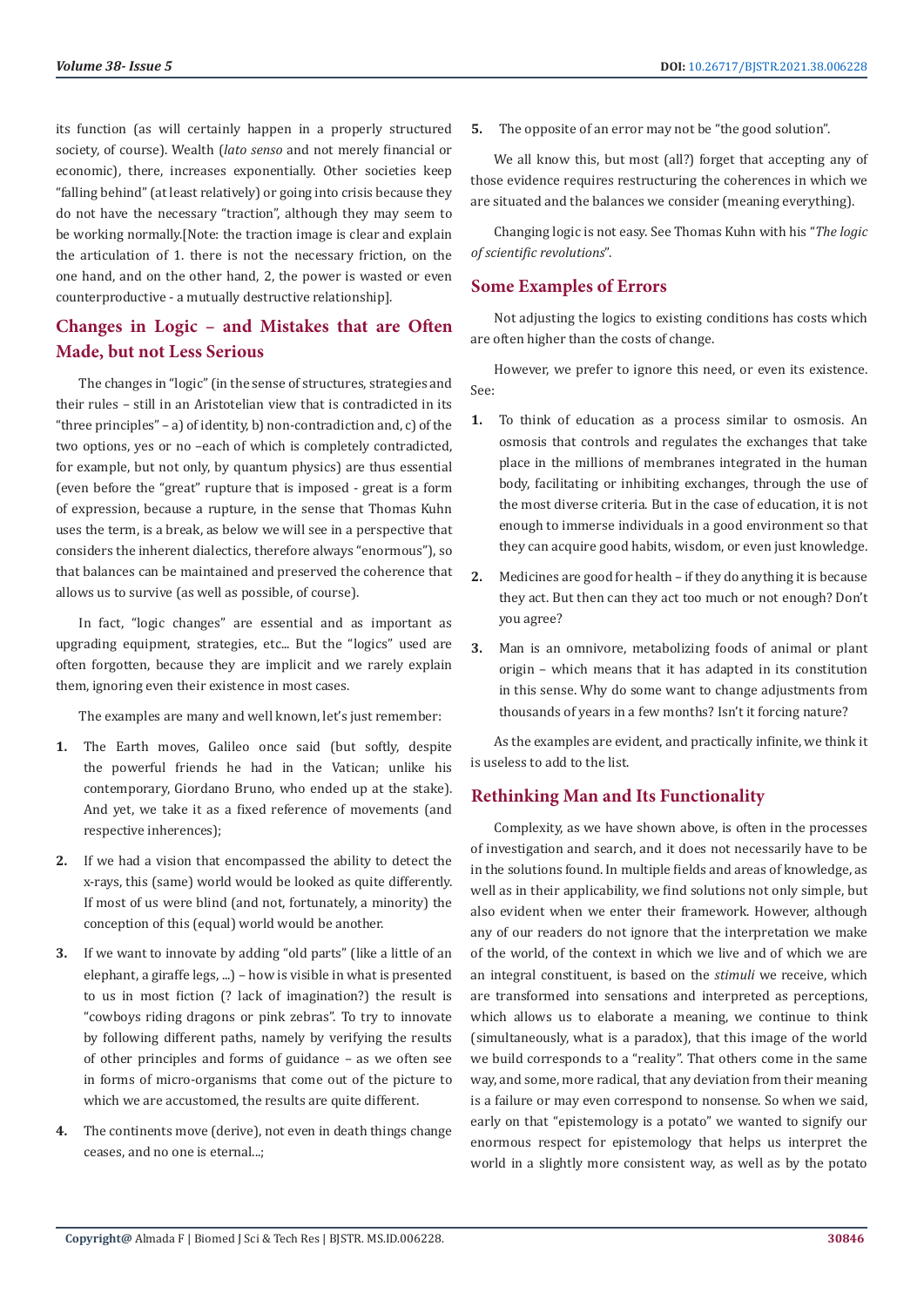its function (as will certainly happen in a properly structured society, of course). Wealth (*lato senso* and not merely financial or economic), there, increases exponentially. Other societies keep "falling behind" (at least relatively) or going into crisis because they do not have the necessary "traction", although they may seem to be working normally.[Note: the traction image is clear and explain the articulation of 1. there is not the necessary friction, on the one hand, and on the other hand, 2, the power is wasted or even counterproductive - a mutually destructive relationship].

## Changes in Logic – and Mistakes that are Often Made, but not Less Serious

The changes in "logic" (in the sense of structures, strategies and their rules – still in an Aristotelian view that is contradicted in its "three principles" – a) of identity, b) non-contradiction and, c) of the two options, yes or no –each of which is completely contradicted, for example, but not only, by quantum physics) are thus essential (even before the "great" rupture that is imposed - great is a form of expression, because a rupture, in the sense that Thomas Kuhn uses the term, is a break, as below we will see in a perspective that considers the inherent dialectics, therefore always "enormous"), so that balances can be maintained and preserved the coherence that allows us to survive (as well as possible, of course).

In fact, "logic changes" are essential and as important as upgrading equipment, strategies, etc... But the "logics" used are often forgotten, because they are implicit and we rarely explain them, ignoring even their existence in most cases.

The examples are many and well known, let's just remember:

1. The Earth moves, Galileo once said (but softly, despite the powerful friends he had in the Vatican; unlike his contemporary, Giordano Bruno, who ended up at the stake). And yet, we take it as a fixed reference of movements (and respective inherences);
2. If we had a vision that encompassed the ability to detect the x-rays, this (same) world would be looked as quite differently. If most of us were blind (and not, fortunately, a minority) the conception of this (equal) world would be another.
3. If we want to innovate by adding "old parts" (like a little of an elephant, a giraffe legs, ...) – how is visible in what is presented to us in most fiction (? lack of imagination?) the result is "cowboys riding dragons or pink zebras". To try to innovate by following different paths, namely by verifying the results of other principles and forms of guidance – as we often see in forms of micro-organisms that come out of the picture to which we are accustomed, the results are quite different.
4. The continents move (derive), not even in death things change ceases, and no one is eternal...;
5. The opposite of an error may not be "the good solution".

We all know this, but most (all?) forget that accepting any of those evidence requires restructuring the coherences in which we are situated and the balances we consider (meaning everything).

Changing logic is not easy. See Thomas Kuhn with his "*The logic of scientific revolutions*".

## Some Examples of Errors

Not adjusting the logics to existing conditions has costs which are often higher than the costs of change.

However, we prefer to ignore this need, or even its existence. See:

1. To think of education as a process similar to osmosis. An osmosis that controls and regulates the exchanges that take place in the millions of membranes integrated in the human body, facilitating or inhibiting exchanges, through the use of the most diverse criteria. But in the case of education, it is not enough to immerse individuals in a good environment so that they can acquire good habits, wisdom, or even just knowledge.
2. Medicines are good for health – if they do anything it is because they act. But then can they act too much or not enough? Don't you agree?
3. Man is an omnivore, metabolizing foods of animal or plant origin – which means that it has adapted in its constitution in this sense. Why do some want to change adjustments from thousands of years in a few months? Isn't it forcing nature?

As the examples are evident, and practically infinite, we think it is useless to add to the list.

## Rethinking Man and Its Functionality

Complexity, as we have shown above, is often in the processes of investigation and search, and it does not necessarily have to be in the solutions found. In multiple fields and areas of knowledge, as well as in their applicability, we find solutions not only simple, but also evident when we enter their framework. However, although any of our readers do not ignore that the interpretation we make of the world, of the context in which we live and of which we are an integral constituent, is based on the *stimuli* we receive, which are transformed into sensations and interpreted as perceptions, which allows us to elaborate a meaning, we continue to think (simultaneously, what is a paradox), that this image of the world we build corresponds to a "reality". That others come in the same way, and some, more radical, that any deviation from their meaning is a failure or may even correspond to nonsense. So when we said, early on that "epistemology is a potato" we wanted to signify our enormous respect for epistemology that helps us interpret the world in a slightly more consistent way, as well as by the potato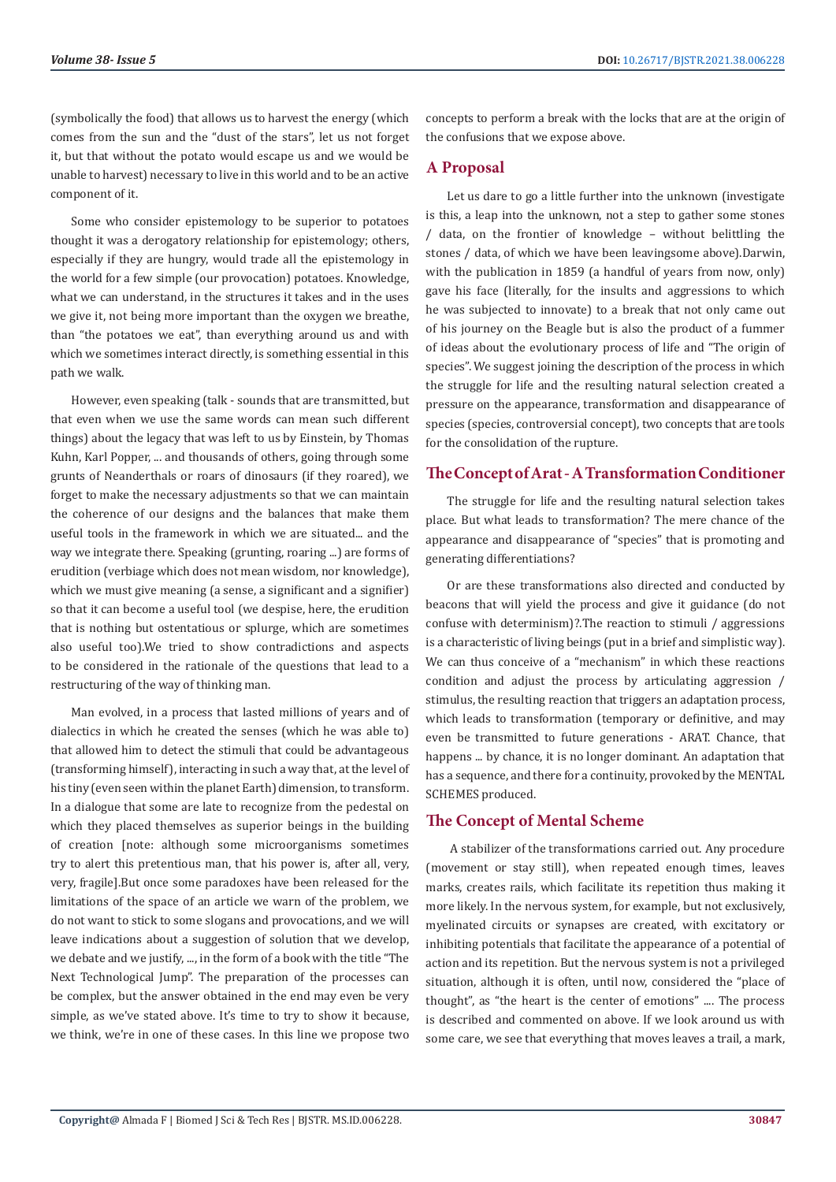(symbolically the food) that allows us to harvest the energy (which comes from the sun and the "dust of the stars", let us not forget it, but that without the potato would escape us and we would be unable to harvest) necessary to live in this world and to be an active component of it.

Some who consider epistemology to be superior to potatoes thought it was a derogatory relationship for epistemology; others, especially if they are hungry, would trade all the epistemology in the world for a few simple (our provocation) potatoes. Knowledge, what we can understand, in the structures it takes and in the uses we give it, not being more important than the oxygen we breathe, than "the potatoes we eat", than everything around us and with which we sometimes interact directly, is something essential in this path we walk.

However, even speaking (talk - sounds that are transmitted, but that even when we use the same words can mean such different things) about the legacy that was left to us by Einstein, by Thomas Kuhn, Karl Popper, ... and thousands of others, going through some grunts of Neanderthals or roars of dinosaurs (if they roared), we forget to make the necessary adjustments so that we can maintain the coherence of our designs and the balances that make them useful tools in the framework in which we are situated... and the way we integrate there. Speaking (grunting, roaring ...) are forms of erudition (verbiage which does not mean wisdom, nor knowledge), which we must give meaning (a sense, a significant and a signifier) so that it can become a useful tool (we despise, here, the erudition that is nothing but ostentatious or splurge, which are sometimes also useful too).We tried to show contradictions and aspects to be considered in the rationale of the questions that lead to a restructuring of the way of thinking man.

Man evolved, in a process that lasted millions of years and of dialectics in which he created the senses (which he was able to) that allowed him to detect the stimuli that could be advantageous (transforming himself), interacting in such a way that, at the level of his tiny (even seen within the planet Earth) dimension, to transform. In a dialogue that some are late to recognize from the pedestal on which they placed themselves as superior beings in the building of creation [note: although some microorganisms sometimes try to alert this pretentious man, that his power is, after all, very, very, fragile].But once some paradoxes have been released for the limitations of the space of an article we warn of the problem, we do not want to stick to some slogans and provocations, and we will leave indications about a suggestion of solution that we develop, we debate and we justify, ..., in the form of a book with the title "The Next Technological Jump". The preparation of the processes can be complex, but the answer obtained in the end may even be very simple, as we've stated above. It's time to try to show it because, we think, we're in one of these cases. In this line we propose two concepts to perform a break with the locks that are at the origin of the confusions that we expose above.

## A Proposal

Let us dare to go a little further into the unknown (investigate is this, a leap into the unknown, not a step to gather some stones / data, on the frontier of knowledge – without belittling the stones / data, of which we have been leavingsome above).Darwin, with the publication in 1859 (a handful of years from now, only) gave his face (literally, for the insults and aggressions to which he was subjected to innovate) to a break that not only came out of his journey on the Beagle but is also the product of a fummer of ideas about the evolutionary process of life and "The origin of species". We suggest joining the description of the process in which the struggle for life and the resulting natural selection created a pressure on the appearance, transformation and disappearance of species (species, controversial concept), two concepts that are tools for the consolidation of the rupture.

## The Concept of Arat - A Transformation Conditioner

The struggle for life and the resulting natural selection takes place. But what leads to transformation? The mere chance of the appearance and disappearance of "species" that is promoting and generating differentiations?

Or are these transformations also directed and conducted by beacons that will yield the process and give it guidance (do not confuse with determinism)?.The reaction to stimuli / aggressions is a characteristic of living beings (put in a brief and simplistic way). We can thus conceive of a "mechanism" in which these reactions condition and adjust the process by articulating aggression / stimulus, the resulting reaction that triggers an adaptation process, which leads to transformation (temporary or definitive, and may even be transmitted to future generations - ARAT. Chance, that happens ... by chance, it is no longer dominant. An adaptation that has a sequence, and there for a continuity, provoked by the MENTAL SCHEMES produced.

## The Concept of Mental Scheme

A stabilizer of the transformations carried out. Any procedure (movement or stay still), when repeated enough times, leaves marks, creates rails, which facilitate its repetition thus making it more likely. In the nervous system, for example, but not exclusively, myelinated circuits or synapses are created, with excitatory or inhibiting potentials that facilitate the appearance of a potential of action and its repetition. But the nervous system is not a privileged situation, although it is often, until now, considered the "place of thought", as "the heart is the center of emotions" .... The process is described and commented on above. If we look around us with some care, we see that everything that moves leaves a trail, a mark,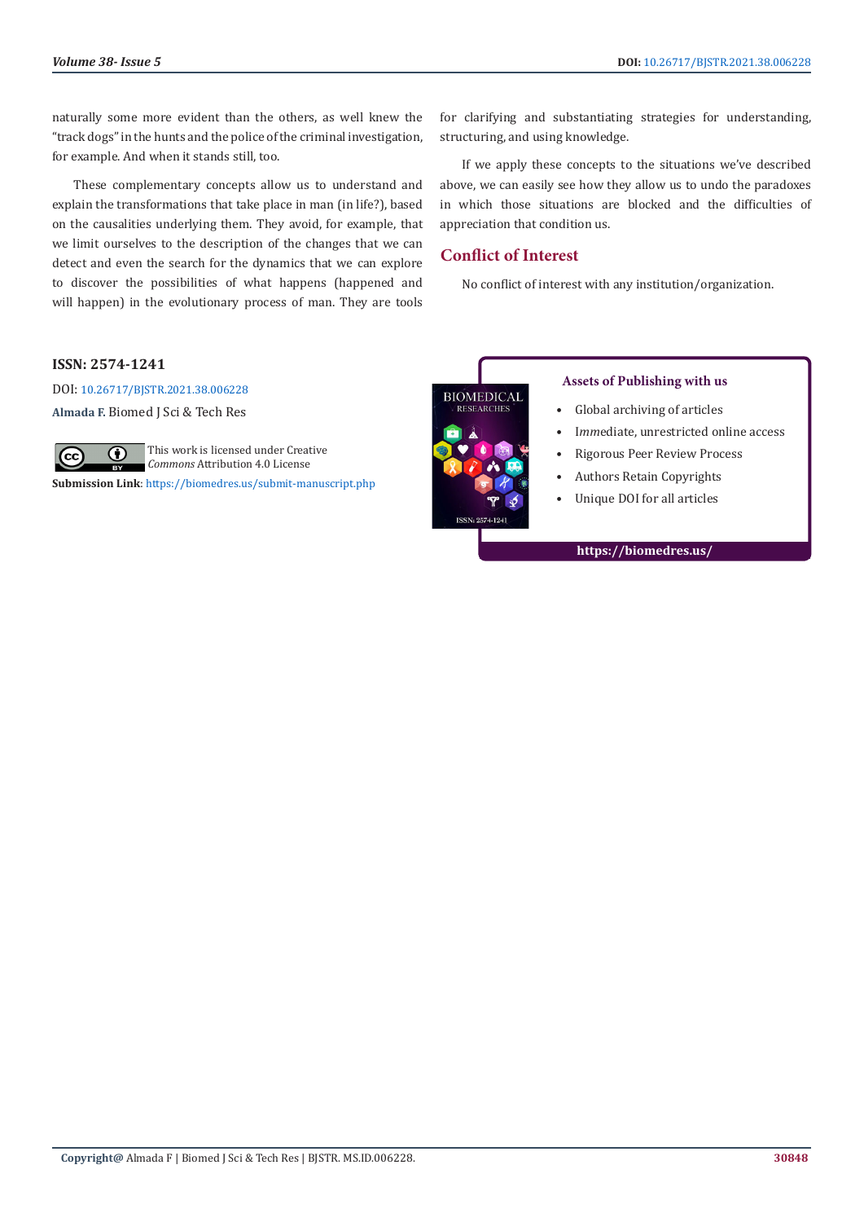naturally some more evident than the others, as well knew the "track dogs" in the hunts and the police of the criminal investigation, for example. And when it stands still, too.

These complementary concepts allow us to understand and explain the transformations that take place in man (in life?), based on the causalities underlying them. They avoid, for example, that we limit ourselves to the description of the changes that we can detect and even the search for the dynamics that we can explore to discover the possibilities of what happens (happened and will happen) in the evolutionary process of man. They are tools for clarifying and substantiating strategies for understanding, structuring, and using knowledge.

If we apply these concepts to the situations we've described above, we can easily see how they allow us to undo the paradoxes in which those situations are blocked and the difficulties of appreciation that condition us.

## Conflict of Interest

No conflict of interest with any institution/organization.

**ISSN: 2574-1241**

DOI: 10.26717/BJSTR.2021.38.006228

**Almada F.** Biomed J Sci & Tech Res

This work is licensed under Creative *Commons* Attribution 4.0 License

**Submission Link**: https://biomedres.us/submit-manuscript.php

**Assets of Publishing with us**

- Global archiving of articles
- Immediate, unrestricted online access
- Rigorous Peer Review Process
- Authors Retain Copyrights
- Unique DOI for all articles

**https://biomedres.us/**